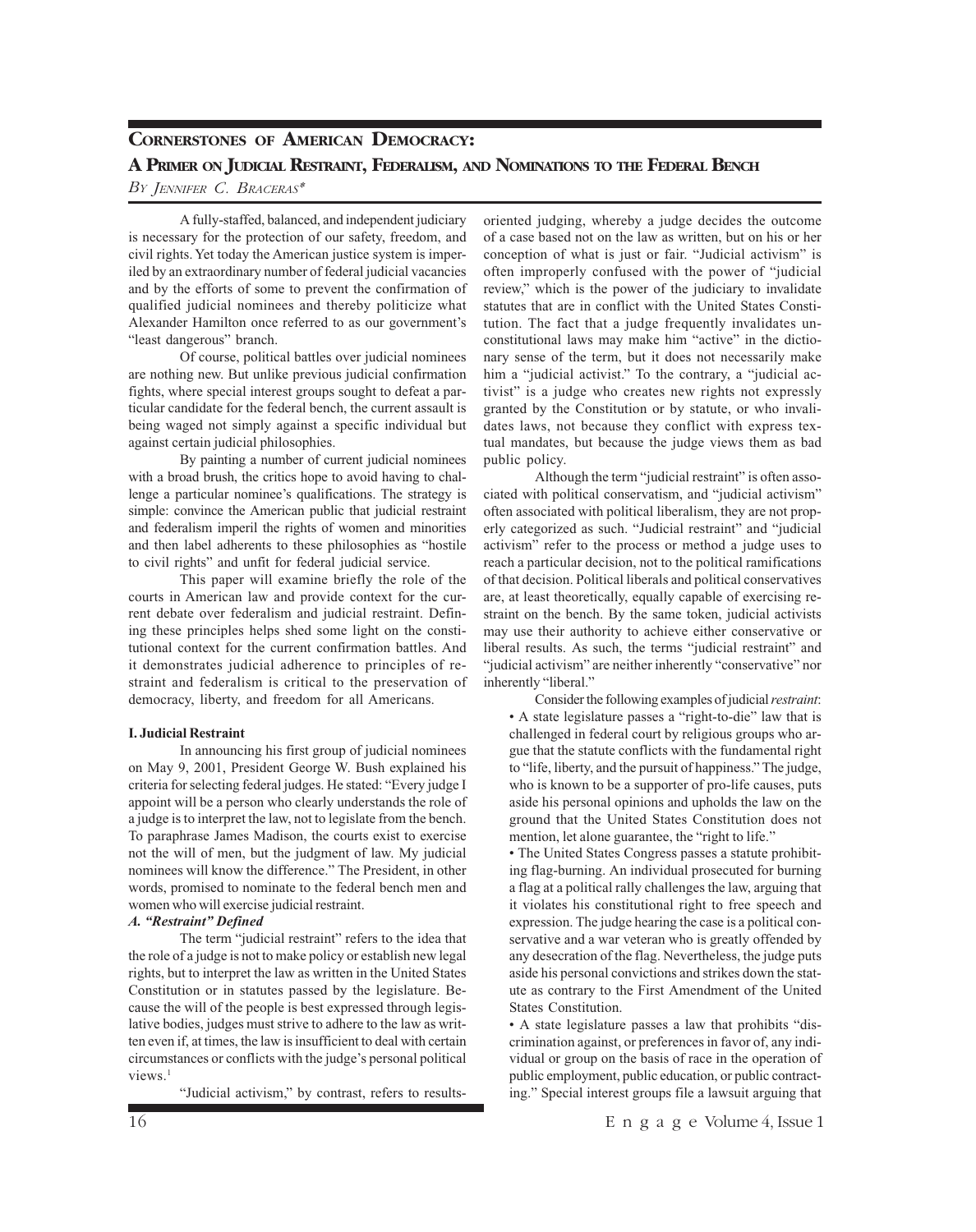# Cornerstones of American Democracy:

## A Primer on Judicial Restraint, Federalism, and Nominations to the Federal Bench

*By Jennifer C. Braceras**

A fully-staffed, balanced, and independent judiciary is necessary for the protection of our safety, freedom, and civil rights. Yet today the American justice system is imperiled by an extraordinary number of federal judicial vacancies and by the efforts of some to prevent the confirmation of qualified judicial nominees and thereby politicize what Alexander Hamilton once referred to as our government's "least dangerous" branch.

Of course, political battles over judicial nominees are nothing new. But unlike previous judicial confirmation fights, where special interest groups sought to defeat a particular candidate for the federal bench, the current assault is being waged not simply against a specific individual but against certain judicial philosophies.

By painting a number of current judicial nominees with a broad brush, the critics hope to avoid having to challenge a particular nominee's qualifications. The strategy is simple: convince the American public that judicial restraint and federalism imperil the rights of women and minorities and then label adherents to these philosophies as "hostile to civil rights" and unfit for federal judicial service.

This paper will examine briefly the role of the courts in American law and provide context for the current debate over federalism and judicial restraint. Defining these principles helps shed some light on the constitutional context for the current confirmation battles. And it demonstrates judicial adherence to principles of restraint and federalism is critical to the preservation of democracy, liberty, and freedom for all Americans.

### I. Judicial Restraint

In announcing his first group of judicial nominees on May 9, 2001, President George W. Bush explained his criteria for selecting federal judges. He stated: "Every judge I appoint will be a person who clearly understands the role of a judge is to interpret the law, not to legislate from the bench. To paraphrase James Madison, the courts exist to exercise not the will of men, but the judgment of law. My judicial nominees will know the difference." The President, in other words, promised to nominate to the federal bench men and women who will exercise judicial restraint.

#### *A. "Restraint" Defined*

The term "judicial restraint" refers to the idea that the role of a judge is not to make policy or establish new legal rights, but to interpret the law as written in the United States Constitution or in statutes passed by the legislature. Because the will of the people is best expressed through legislative bodies, judges must strive to adhere to the law as written even if, at times, the law is insufficient to deal with certain circumstances or conflicts with the judge's personal political views.[1]

"Judicial activism," by contrast, refers to results-oriented judging, whereby a judge decides the outcome of a case based not on the law as written, but on his or her conception of what is just or fair. "Judicial activism" is often improperly confused with the power of "judicial review," which is the power of the judiciary to invalidate statutes that are in conflict with the United States Constitution. The fact that a judge frequently invalidates unconstitutional laws may make him "active" in the dictionary sense of the term, but it does not necessarily make him a "judicial activist." To the contrary, a "judicial activist" is a judge who creates new rights not expressly granted by the Constitution or by statute, or who invalidates laws, not because they conflict with express textual mandates, but because the judge views them as bad public policy.

Although the term "judicial restraint" is often associated with political conservatism, and "judicial activism" often associated with political liberalism, they are not properly categorized as such. "Judicial restraint" and "judicial activism" refer to the process or method a judge uses to reach a particular decision, not to the political ramifications of that decision. Political liberals and political conservatives are, at least theoretically, equally capable of exercising restraint on the bench. By the same token, judicial activists may use their authority to achieve either conservative or liberal results. As such, the terms "judicial restraint" and "judicial activism" are neither inherently "conservative" nor inherently "liberal."

Consider the following examples of judicial *restraint*:

- A state legislature passes a "right-to-die" law that is challenged in federal court by religious groups who argue that the statute conflicts with the fundamental right to "life, liberty, and the pursuit of happiness." The judge, who is known to be a supporter of pro-life causes, puts aside his personal opinions and upholds the law on the ground that the United States Constitution does not mention, let alone guarantee, the "right to life."
- The United States Congress passes a statute prohibiting flag-burning. An individual prosecuted for burning a flag at a political rally challenges the law, arguing that it violates his constitutional right to free speech and expression. The judge hearing the case is a political conservative and a war veteran who is greatly offended by any desecration of the flag. Nevertheless, the judge puts aside his personal convictions and strikes down the statute as contrary to the First Amendment of the United States Constitution.
- A state legislature passes a law that prohibits "discrimination against, or preferences in favor of, any individual or group on the basis of race in the operation of public employment, public education, or public contracting." Special interest groups file a lawsuit arguing that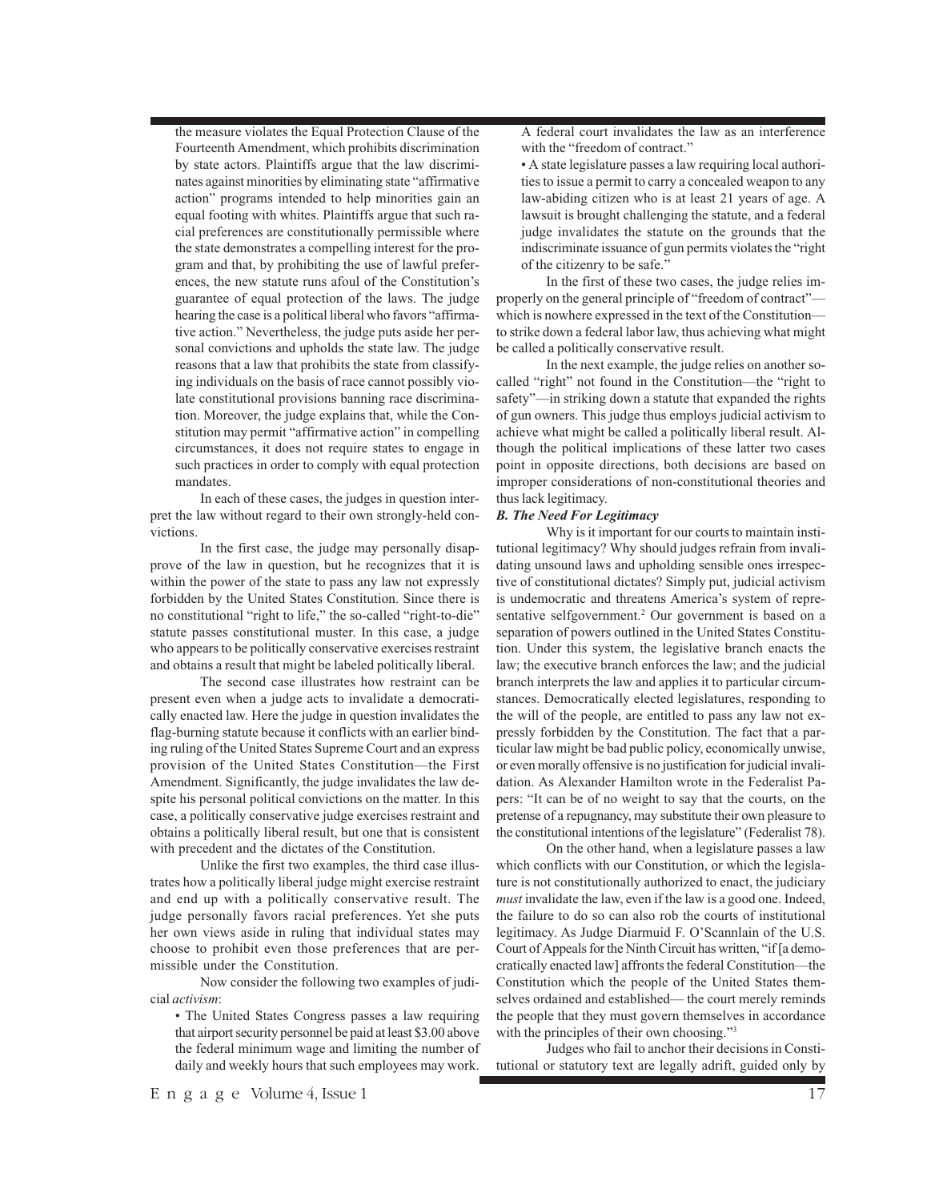the measure violates the Equal Protection Clause of the Fourteenth Amendment, which prohibits discrimination by state actors. Plaintiffs argue that the law discriminates against minorities by eliminating state "affirmative action" programs intended to help minorities gain an equal footing with whites. Plaintiffs argue that such racial preferences are constitutionally permissible where the state demonstrates a compelling interest for the program and that, by prohibiting the use of lawful preferences, the new statute runs afoul of the Constitution's guarantee of equal protection of the laws. The judge hearing the case is a political liberal who favors "affirmative action." Nevertheless, the judge puts aside her personal convictions and upholds the state law. The judge reasons that a law that prohibits the state from classifying individuals on the basis of race cannot possibly violate constitutional provisions banning race discrimination. Moreover, the judge explains that, while the Constitution may permit "affirmative action" in compelling circumstances, it does not require states to engage in such practices in order to comply with equal protection mandates.

In each of these cases, the judges in question interpret the law without regard to their own strongly-held convictions.

In the first case, the judge may personally disapprove of the law in question, but he recognizes that it is within the power of the state to pass any law not expressly forbidden by the United States Constitution. Since there is no constitutional "right to life," the so-called "right-to-die" statute passes constitutional muster. In this case, a judge who appears to be politically conservative exercises restraint and obtains a result that might be labeled politically liberal.

The second case illustrates how restraint can be present even when a judge acts to invalidate a democratically enacted law. Here the judge in question invalidates the flag-burning statute because it conflicts with an earlier binding ruling of the United States Supreme Court and an express provision of the United States Constitution—the First Amendment. Significantly, the judge invalidates the law despite his personal political convictions on the matter. In this case, a politically conservative judge exercises restraint and obtains a politically liberal result, but one that is consistent with precedent and the dictates of the Constitution.

Unlike the first two examples, the third case illustrates how a politically liberal judge might exercise restraint and end up with a politically conservative result. The judge personally favors racial preferences. Yet she puts her own views aside in ruling that individual states may choose to prohibit even those preferences that are permissible under the Constitution.

Now consider the following two examples of judicial *activism*:

- The United States Congress passes a law requiring that airport security personnel be paid at least $3.00 above the federal minimum wage and limiting the number of daily and weekly hours that such employees may work. A federal court invalidates the law as an interference with the "freedom of contract."
- A state legislature passes a law requiring local authorities to issue a permit to carry a concealed weapon to any law-abiding citizen who is at least 21 years of age. A lawsuit is brought challenging the statute, and a federal judge invalidates the statute on the grounds that the indiscriminate issuance of gun permits violates the "right of the citizenry to be safe."

In the first of these two cases, the judge relies improperly on the general principle of "freedom of contract"—which is nowhere expressed in the text of the Constitution—to strike down a federal labor law, thus achieving what might be called a politically conservative result.

In the next example, the judge relies on another so-called "right" not found in the Constitution—the "right to safety"—in striking down a statute that expanded the rights of gun owners. This judge thus employs judicial activism to achieve what might be called a politically liberal result. Although the political implications of these latter two cases point in opposite directions, both decisions are based on improper considerations of non-constitutional theories and thus lack legitimacy.

### *B. The Need For Legitimacy*

Why is it important for our courts to maintain institutional legitimacy? Why should judges refrain from invalidating unsound laws and upholding sensible ones irrespective of constitutional dictates? Simply put, judicial activism is undemocratic and threatens America's system of representative selfgovernment.[2] Our government is based on a separation of powers outlined in the United States Constitution. Under this system, the legislative branch enacts the law; the executive branch enforces the law; and the judicial branch interprets the law and applies it to particular circumstances. Democratically elected legislatures, responding to the will of the people, are entitled to pass any law not expressly forbidden by the Constitution. The fact that a particular law might be bad public policy, economically unwise, or even morally offensive is no justification for judicial invalidation. As Alexander Hamilton wrote in the Federalist Papers: "It can be of no weight to say that the courts, on the pretense of a repugnancy, may substitute their own pleasure to the constitutional intentions of the legislature" (Federalist 78).

On the other hand, when a legislature passes a law which conflicts with our Constitution, or which the legislature is not constitutionally authorized to enact, the judiciary *must* invalidate the law, even if the law is a good one. Indeed, the failure to do so can also rob the courts of institutional legitimacy. As Judge Diarmuid F. O'Scannlain of the U.S. Court of Appeals for the Ninth Circuit has written, "if [a democratically enacted law] affronts the federal Constitution—the Constitution which the people of the United States themselves ordained and established— the court merely reminds the people that they must govern themselves in accordance with the principles of their own choosing."[3]

Judges who fail to anchor their decisions in Constitutional or statutory text are legally adrift, guided only by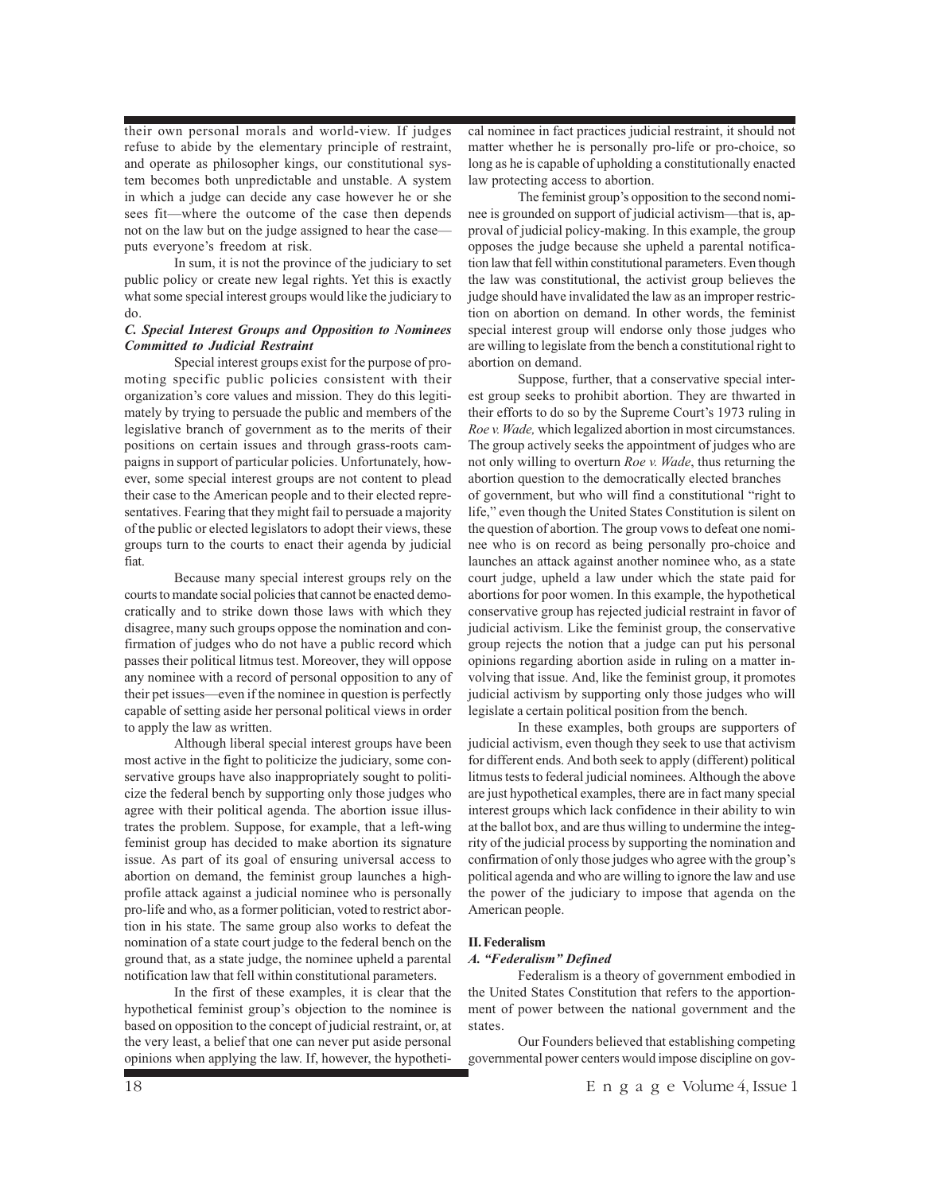their own personal morals and world-view. If judges refuse to abide by the elementary principle of restraint, and operate as philosopher kings, our constitutional system becomes both unpredictable and unstable. A system in which a judge can decide any case however he or she sees fit—where the outcome of the case then depends not on the law but on the judge assigned to hear the case—puts everyone's freedom at risk.

In sum, it is not the province of the judiciary to set public policy or create new legal rights. Yet this is exactly what some special interest groups would like the judiciary to do.

### *C. Special Interest Groups and Opposition to Nominees Committed to Judicial Restraint*

Special interest groups exist for the purpose of promoting specific public policies consistent with their organization's core values and mission. They do this legitimately by trying to persuade the public and members of the legislative branch of government as to the merits of their positions on certain issues and through grass-roots campaigns in support of particular policies. Unfortunately, however, some special interest groups are not content to plead their case to the American people and to their elected representatives. Fearing that they might fail to persuade a majority of the public or elected legislators to adopt their views, these groups turn to the courts to enact their agenda by judicial fiat.

Because many special interest groups rely on the courts to mandate social policies that cannot be enacted democratically and to strike down those laws with which they disagree, many such groups oppose the nomination and confirmation of judges who do not have a public record which passes their political litmus test. Moreover, they will oppose any nominee with a record of personal opposition to any of their pet issues—even if the nominee in question is perfectly capable of setting aside her personal political views in order to apply the law as written.

Although liberal special interest groups have been most active in the fight to politicize the judiciary, some conservative groups have also inappropriately sought to politicize the federal bench by supporting only those judges who agree with their political agenda. The abortion issue illustrates the problem. Suppose, for example, that a left-wing feminist group has decided to make abortion its signature issue. As part of its goal of ensuring universal access to abortion on demand, the feminist group launches a high-profile attack against a judicial nominee who is personally pro-life and who, as a former politician, voted to restrict abortion in his state. The same group also works to defeat the nomination of a state court judge to the federal bench on the ground that, as a state judge, the nominee upheld a parental notification law that fell within constitutional parameters.

In the first of these examples, it is clear that the hypothetical feminist group's objection to the nominee is based on opposition to the concept of judicial restraint, or, at the very least, a belief that one can never put aside personal opinions when applying the law. If, however, the hypothetical nominee in fact practices judicial restraint, it should not matter whether he is personally pro-life or pro-choice, so long as he is capable of upholding a constitutionally enacted law protecting access to abortion.

The feminist group's opposition to the second nominee is grounded on support of judicial activism—that is, approval of judicial policy-making. In this example, the group opposes the judge because she upheld a parental notification law that fell within constitutional parameters. Even though the law was constitutional, the activist group believes the judge should have invalidated the law as an improper restriction on abortion on demand. In other words, the feminist special interest group will endorse only those judges who are willing to legislate from the bench a constitutional right to abortion on demand.

Suppose, further, that a conservative special interest group seeks to prohibit abortion. They are thwarted in their efforts to do so by the Supreme Court's 1973 ruling in *Roe v. Wade,* which legalized abortion in most circumstances. The group actively seeks the appointment of judges who are not only willing to overturn *Roe v. Wade*, thus returning the abortion question to the democratically elected branches of government, but who will find a constitutional "right to life," even though the United States Constitution is silent on the question of abortion. The group vows to defeat one nominee who is on record as being personally pro-choice and launches an attack against another nominee who, as a state court judge, upheld a law under which the state paid for abortions for poor women. In this example, the hypothetical conservative group has rejected judicial restraint in favor of judicial activism. Like the feminist group, the conservative group rejects the notion that a judge can put his personal opinions regarding abortion aside in ruling on a matter involving that issue. And, like the feminist group, it promotes judicial activism by supporting only those judges who will legislate a certain political position from the bench.

In these examples, both groups are supporters of judicial activism, even though they seek to use that activism for different ends. And both seek to apply (different) political litmus tests to federal judicial nominees. Although the above are just hypothetical examples, there are in fact many special interest groups which lack confidence in their ability to win at the ballot box, and are thus willing to undermine the integrity of the judicial process by supporting the nomination and confirmation of only those judges who agree with the group's political agenda and who are willing to ignore the law and use the power of the judiciary to impose that agenda on the American people.

## II. Federalism

### *A. "Federalism" Defined*

Federalism is a theory of government embodied in the United States Constitution that refers to the apportionment of power between the national government and the states.

Our Founders believed that establishing competing governmental power centers would impose discipline on gov-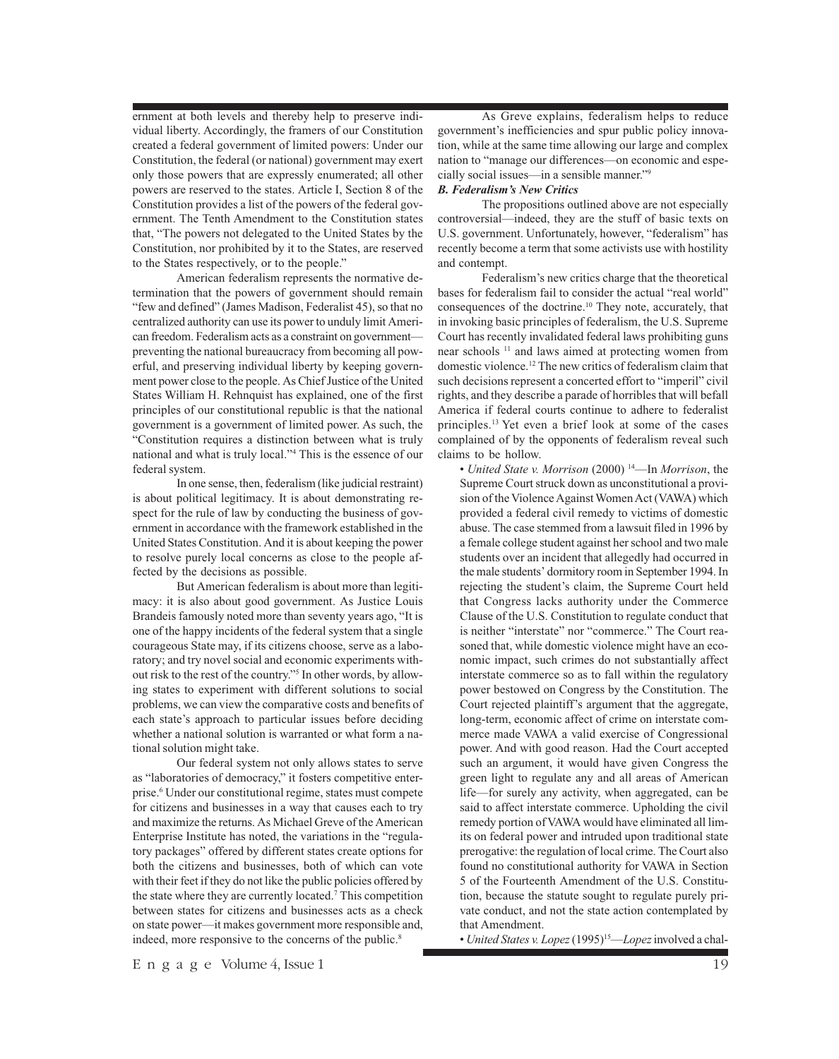ernment at both levels and thereby help to preserve individual liberty. Accordingly, the framers of our Constitution created a federal government of limited powers: Under our Constitution, the federal (or national) government may exert only those powers that are expressly enumerated; all other powers are reserved to the states. Article I, Section 8 of the Constitution provides a list of the powers of the federal government. The Tenth Amendment to the Constitution states that, "The powers not delegated to the United States by the Constitution, nor prohibited by it to the States, are reserved to the States respectively, or to the people."

American federalism represents the normative determination that the powers of government should remain "few and defined" (James Madison, Federalist 45), so that no centralized authority can use its power to unduly limit American freedom. Federalism acts as a constraint on government—preventing the national bureaucracy from becoming all powerful, and preserving individual liberty by keeping government power close to the people. As Chief Justice of the United States William H. Rehnquist has explained, one of the first principles of our constitutional republic is that the national government is a government of limited power. As such, the "Constitution requires a distinction between what is truly national and what is truly local."[4] This is the essence of our federal system.

In one sense, then, federalism (like judicial restraint) is about political legitimacy. It is about demonstrating respect for the rule of law by conducting the business of government in accordance with the framework established in the United States Constitution. And it is about keeping the power to resolve purely local concerns as close to the people affected by the decisions as possible.

But American federalism is about more than legitimacy: it is also about good government. As Justice Louis Brandeis famously noted more than seventy years ago, "It is one of the happy incidents of the federal system that a single courageous State may, if its citizens choose, serve as a laboratory; and try novel social and economic experiments without risk to the rest of the country."[5] In other words, by allowing states to experiment with different solutions to social problems, we can view the comparative costs and benefits of each state's approach to particular issues before deciding whether a national solution is warranted or what form a national solution might take.

Our federal system not only allows states to serve as "laboratories of democracy," it fosters competitive enterprise.[6] Under our constitutional regime, states must compete for citizens and businesses in a way that causes each to try and maximize the returns. As Michael Greve of the American Enterprise Institute has noted, the variations in the "regulatory packages" offered by different states create options for both the citizens and businesses, both of which can vote with their feet if they do not like the public policies offered by the state where they are currently located.[7] This competition between states for citizens and businesses acts as a check on state power—it makes government more responsible and, indeed, more responsive to the concerns of the public.[8]

As Greve explains, federalism helps to reduce government's inefficiencies and spur public policy innovation, while at the same time allowing our large and complex nation to "manage our differences—on economic and especially social issues—in a sensible manner."[9]

### *B. Federalism's New Critics*

The propositions outlined above are not especially controversial—indeed, they are the stuff of basic texts on U.S. government. Unfortunately, however, "federalism" has recently become a term that some activists use with hostility and contempt.

Federalism's new critics charge that the theoretical bases for federalism fail to consider the actual "real world" consequences of the doctrine.[10] They note, accurately, that in invoking basic principles of federalism, the U.S. Supreme Court has recently invalidated federal laws prohibiting guns near schools [11] and laws aimed at protecting women from domestic violence.[12] The new critics of federalism claim that such decisions represent a concerted effort to "imperil" civil rights, and they describe a parade of horribles that will befall America if federal courts continue to adhere to federalist principles.[13] Yet even a brief look at some of the cases complained of by the opponents of federalism reveal such claims to be hollow.

- *United State v. Morrison* (2000) [14]—In *Morrison*, the Supreme Court struck down as unconstitutional a provision of the Violence Against Women Act (VAWA) which provided a federal civil remedy to victims of domestic abuse. The case stemmed from a lawsuit filed in 1996 by a female college student against her school and two male students over an incident that allegedly had occurred in the male students' dormitory room in September 1994. In rejecting the student's claim, the Supreme Court held that Congress lacks authority under the Commerce Clause of the U.S. Constitution to regulate conduct that is neither "interstate" nor "commerce." The Court reasoned that, while domestic violence might have an economic impact, such crimes do not substantially affect interstate commerce so as to fall within the regulatory power bestowed on Congress by the Constitution. The Court rejected plaintiff's argument that the aggregate, long-term, economic affect of crime on interstate commerce made VAWA a valid exercise of Congressional power. And with good reason. Had the Court accepted such an argument, it would have given Congress the green light to regulate any and all areas of American life—for surely any activity, when aggregated, can be said to affect interstate commerce. Upholding the civil remedy portion of VAWA would have eliminated all limits on federal power and intruded upon traditional state prerogative: the regulation of local crime. The Court also found no constitutional authority for VAWA in Section 5 of the Fourteenth Amendment of the U.S. Constitution, because the statute sought to regulate purely private conduct, and not the state action contemplated by that Amendment.
- *United States v. Lopez* (1995)[15]—*Lopez* involved a chal-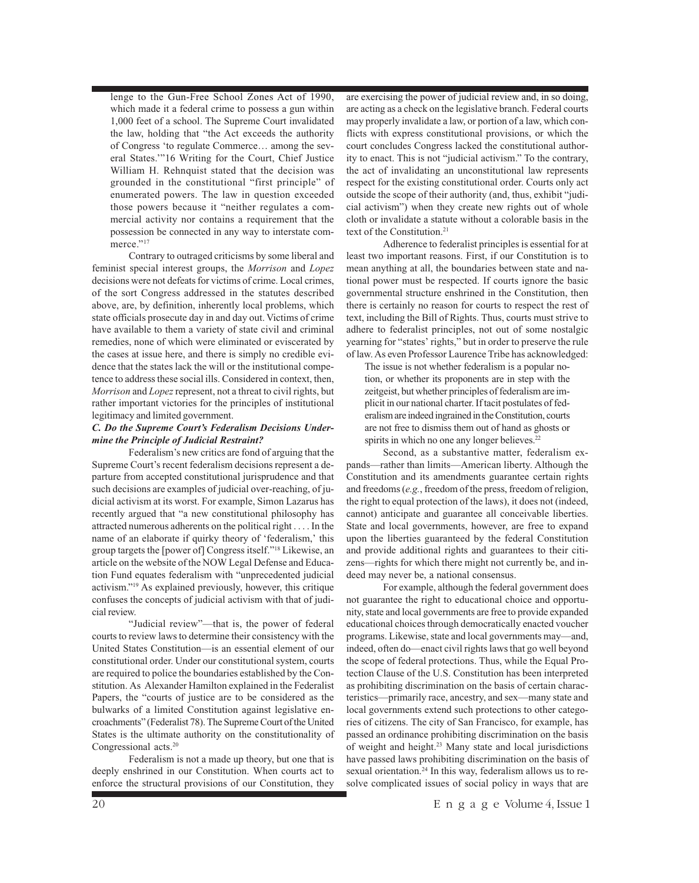lenge to the Gun-Free School Zones Act of 1990, which made it a federal crime to possess a gun within 1,000 feet of a school. The Supreme Court invalidated the law, holding that "the Act exceeds the authority of Congress 'to regulate Commerce… among the several States.'"16 Writing for the Court, Chief Justice William H. Rehnquist stated that the decision was grounded in the constitutional "first principle" of enumerated powers. The law in question exceeded those powers because it "neither regulates a commercial activity nor contains a requirement that the possession be connected in any way to interstate commerce."[17]

Contrary to outraged criticisms by some liberal and feminist special interest groups, the *Morrison* and *Lopez* decisions were not defeats for victims of crime. Local crimes, of the sort Congress addressed in the statutes described above, are, by definition, inherently local problems, which state officials prosecute day in and day out. Victims of crime have available to them a variety of state civil and criminal remedies, none of which were eliminated or eviscerated by the cases at issue here, and there is simply no credible evidence that the states lack the will or the institutional competence to address these social ills. Considered in context, then, *Morrison* and *Lopez* represent, not a threat to civil rights, but rather important victories for the principles of institutional legitimacy and limited government.

### *C. Do the Supreme Court's Federalism Decisions Undermine the Principle of Judicial Restraint?*

Federalism's new critics are fond of arguing that the Supreme Court's recent federalism decisions represent a departure from accepted constitutional jurisprudence and that such decisions are examples of judicial over-reaching, of judicial activism at its worst. For example, Simon Lazarus has recently argued that "a new constitutional philosophy has attracted numerous adherents on the political right . . . . In the name of an elaborate if quirky theory of 'federalism,' this group targets the [power of] Congress itself."[18] Likewise, an article on the website of the NOW Legal Defense and Education Fund equates federalism with "unprecedented judicial activism."[19] As explained previously, however, this critique confuses the concepts of judicial activism with that of judicial review.

"Judicial review"—that is, the power of federal courts to review laws to determine their consistency with the United States Constitution—is an essential element of our constitutional order. Under our constitutional system, courts are required to police the boundaries established by the Constitution. As Alexander Hamilton explained in the Federalist Papers, the "courts of justice are to be considered as the bulwarks of a limited Constitution against legislative encroachments" (Federalist 78). The Supreme Court of the United States is the ultimate authority on the constitutionality of Congressional acts.[20]

Federalism is not a made up theory, but one that is deeply enshrined in our Constitution. When courts act to enforce the structural provisions of our Constitution, they are exercising the power of judicial review and, in so doing, are acting as a check on the legislative branch. Federal courts may properly invalidate a law, or portion of a law, which conflicts with express constitutional provisions, or which the court concludes Congress lacked the constitutional authority to enact. This is not "judicial activism." To the contrary, the act of invalidating an unconstitutional law represents respect for the existing constitutional order. Courts only act outside the scope of their authority (and, thus, exhibit "judicial activism") when they create new rights out of whole cloth or invalidate a statute without a colorable basis in the text of the Constitution.[21]

Adherence to federalist principles is essential for at least two important reasons. First, if our Constitution is to mean anything at all, the boundaries between state and national power must be respected. If courts ignore the basic governmental structure enshrined in the Constitution, then there is certainly no reason for courts to respect the rest of text, including the Bill of Rights. Thus, courts must strive to adhere to federalist principles, not out of some nostalgic yearning for "states' rights," but in order to preserve the rule of law. As even Professor Laurence Tribe has acknowledged:

> The issue is not whether federalism is a popular notion, or whether its proponents are in step with the zeitgeist, but whether principles of federalism are implicit in our national charter. If tacit postulates of federalism are indeed ingrained in the Constitution, courts are not free to dismiss them out of hand as ghosts or spirits in which no one any longer believes.[22]

Second, as a substantive matter, federalism expands—rather than limits—American liberty. Although the Constitution and its amendments guarantee certain rights and freedoms (*e.g.*, freedom of the press, freedom of religion, the right to equal protection of the laws), it does not (indeed, cannot) anticipate and guarantee all conceivable liberties. State and local governments, however, are free to expand upon the liberties guaranteed by the federal Constitution and provide additional rights and guarantees to their citizens—rights for which there might not currently be, and indeed may never be, a national consensus.

For example, although the federal government does not guarantee the right to educational choice and opportunity, state and local governments are free to provide expanded educational choices through democratically enacted voucher programs. Likewise, state and local governments may—and, indeed, often do—enact civil rights laws that go well beyond the scope of federal protections. Thus, while the Equal Protection Clause of the U.S. Constitution has been interpreted as prohibiting discrimination on the basis of certain characteristics—primarily race, ancestry, and sex—many state and local governments extend such protections to other categories of citizens. The city of San Francisco, for example, has passed an ordinance prohibiting discrimination on the basis of weight and height.[23] Many state and local jurisdictions have passed laws prohibiting discrimination on the basis of sexual orientation.[24] In this way, federalism allows us to resolve complicated issues of social policy in ways that are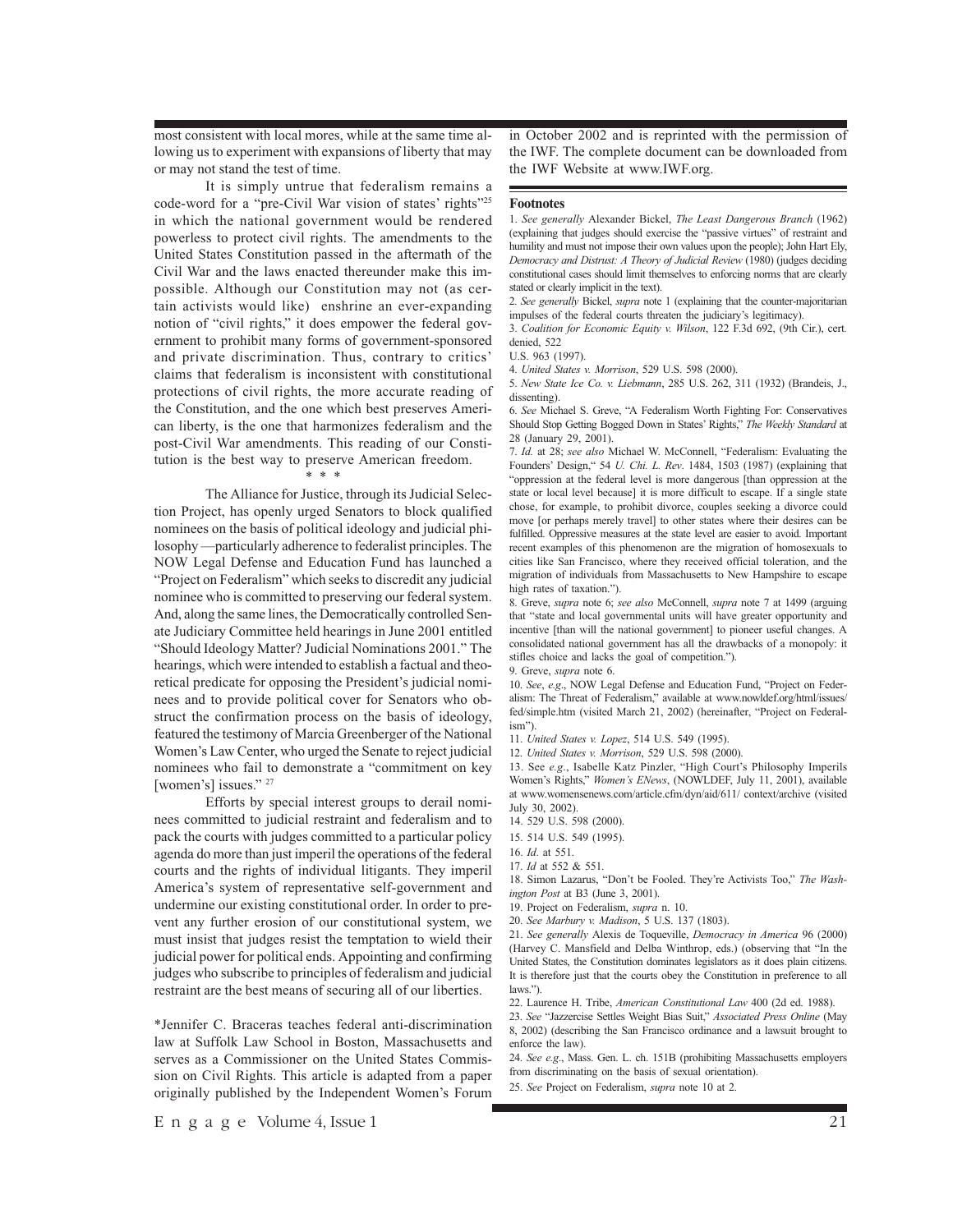most consistent with local mores, while at the same time allowing us to experiment with expansions of liberty that may or may not stand the test of time.

It is simply untrue that federalism remains a code-word for a "pre-Civil War vision of states' rights"[25] in which the national government would be rendered powerless to protect civil rights. The amendments to the United States Constitution passed in the aftermath of the Civil War and the laws enacted thereunder make this impossible. Although our Constitution may not (as certain activists would like) enshrine an ever-expanding notion of "civil rights," it does empower the federal government to prohibit many forms of government-sponsored and private discrimination. Thus, contrary to critics' claims that federalism is inconsistent with constitutional protections of civil rights, the more accurate reading of the Constitution, and the one which best preserves American liberty, is the one that harmonizes federalism and the post-Civil War amendments. This reading of our Constitution is the best way to preserve American freedom.

\* \* \*

The Alliance for Justice, through its Judicial Selection Project, has openly urged Senators to block qualified nominees on the basis of political ideology and judicial philosophy —particularly adherence to federalist principles. The NOW Legal Defense and Education Fund has launched a "Project on Federalism" which seeks to discredit any judicial nominee who is committed to preserving our federal system. And, along the same lines, the Democratically controlled Senate Judiciary Committee held hearings in June 2001 entitled "Should Ideology Matter? Judicial Nominations 2001." The hearings, which were intended to establish a factual and theoretical predicate for opposing the President's judicial nominees and to provide political cover for Senators who obstruct the confirmation process on the basis of ideology, featured the testimony of Marcia Greenberger of the National Women's Law Center, who urged the Senate to reject judicial nominees who fail to demonstrate a "commitment on key [women's] issues."[27]

Efforts by special interest groups to derail nominees committed to judicial restraint and federalism and to pack the courts with judges committed to a particular policy agenda do more than just imperil the operations of the federal courts and the rights of individual litigants. They imperil America's system of representative self-government and undermine our existing constitutional order. In order to prevent any further erosion of our constitutional system, we must insist that judges resist the temptation to wield their judicial power for political ends. Appointing and confirming judges who subscribe to principles of federalism and judicial restraint are the best means of securing all of our liberties.

\*Jennifer C. Braceras teaches federal anti-discrimination law at Suffolk Law School in Boston, Massachusetts and serves as a Commissioner on the United States Commission on Civil Rights. This article is adapted from a paper originally published by the Independent Women's Forum in October 2002 and is reprinted with the permission of the IWF. The complete document can be downloaded from the IWF Website at www.IWF.org.

#### Footnotes

1. *See generally* Alexander Bickel, *The Least Dangerous Branch* (1962) (explaining that judges should exercise the "passive virtues" of restraint and humility and must not impose their own values upon the people); John Hart Ely, *Democracy and Distrust: A Theory of Judicial Review* (1980) (judges deciding constitutional cases should limit themselves to enforcing norms that are clearly stated or clearly implicit in the text).
2. *See generally* Bickel, *supra* note 1 (explaining that the counter-majoritarian impulses of the federal courts threaten the judiciary's legitimacy).
3. *Coalition for Economic Equity v. Wilson*, 122 F.3d 692, (9th Cir.), cert. denied, 522 U.S. 963 (1997).
4. *United States v. Morrison*, 529 U.S. 598 (2000).
5. *New State Ice Co. v. Liebmann*, 285 U.S. 262, 311 (1932) (Brandeis, J., dissenting).
6. *See* Michael S. Greve, "A Federalism Worth Fighting For: Conservatives Should Stop Getting Bogged Down in States' Rights," *The Weekly Standard* at 28 (January 29, 2001).
7. *Id.* at 28; *see also* Michael W. McConnell, "Federalism: Evaluating the Founders' Design," 54 *U. Chi. L. Rev*. 1484, 1503 (1987) (explaining that "oppression at the federal level is more dangerous [than oppression at the state or local level because] it is more difficult to escape. If a single state chose, for example, to prohibit divorce, couples seeking a divorce could move [or perhaps merely travel] to other states where their desires can be fulfilled. Oppressive measures at the state level are easier to avoid. Important recent examples of this phenomenon are the migration of homosexuals to cities like San Francisco, where they received official toleration, and the migration of individuals from Massachusetts to New Hampshire to escape high rates of taxation.").
8. Greve, *supra* note 6; *see also* McConnell, *supra* note 7 at 1499 (arguing that "state and local governmental units will have greater opportunity and incentive [than will the national government] to pioneer useful changes. A consolidated national government has all the drawbacks of a monopoly: it stifles choice and lacks the goal of competition.").
9. Greve, *supra* note 6.
10. *See*, *e.g*., NOW Legal Defense and Education Fund, "Project on Federalism: The Threat of Federalism," available at www.nowldef.org/html/issues/fed/simple.htm (visited March 21, 2002) (hereinafter, "Project on Federalism").
11. *United States v. Lopez*, 514 U.S. 549 (1995).
12. *United States v. Morrison*, 529 U.S. 598 (2000).
13. See *e.g*., Isabelle Katz Pinzler, "High Court's Philosophy Imperils Women's Rights," *Women's ENews*, (NOWLDEF, July 11, 2001), available at www.womensenews.com/article.cfm/dyn/aid/611/ context/archive (visited July 30, 2002).
14. 529 U.S. 598 (2000).
15. 514 U.S. 549 (1995).
16. *Id*. at 551.
17. *Id* at 552 & 551.
18. Simon Lazarus, "Don't be Fooled. They're Activists Too," *The Washington Post* at B3 (June 3, 2001).
19. Project on Federalism, *supra* n. 10.
20. *See Marbury v. Madison*, 5 U.S. 137 (1803).
21. *See generally* Alexis de Toqueville, *Democracy in America* 96 (2000) (Harvey C. Mansfield and Delba Winthrop, eds.) (observing that "In the United States, the Constitution dominates legislators as it does plain citizens. It is therefore just that the courts obey the Constitution in preference to all laws.").
22. Laurence H. Tribe, *American Constitutional Law* 400 (2d ed. 1988).
23. *See* "Jazzercise Settles Weight Bias Suit," *Associated Press Online* (May 8, 2002) (describing the San Francisco ordinance and a lawsuit brought to enforce the law).
24. *See e.g*., Mass. Gen. L. ch. 151B (prohibiting Massachusetts employers from discriminating on the basis of sexual orientation).
25. *See* Project on Federalism, *supra* note 10 at 2.